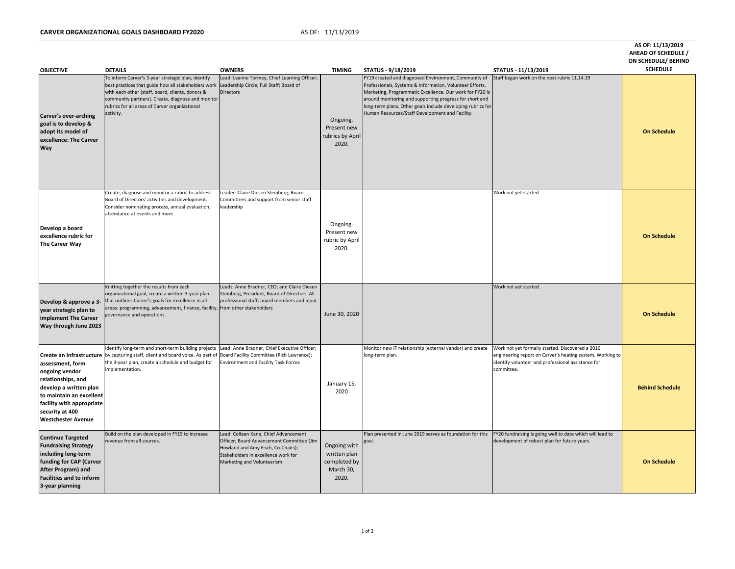**CARVER ORGANIZATIONAL GOALS DASHBOARD FY2020** AS OF: 11/13/2019

| OBJECTIVE | DETAILS | OWNERS | TIMING | STATUS - 9/18/2019 | STATUS - 11/13/2019 | AS OF: 11/13/2019 AHEAD OF SCHEDULE / ON SCHEDULE/ BEHIND SCHEDULE |
|---|---|---|---|---|---|---|
| **Carver's over-arching goal is to develop & adopt its model of excellence: The Carver Way** | To inform Carver's 3-year strategic plan, identify best practices that guide how all stakeholders work with each other (staff, board, clients, donors & community partners). Create, diagnose and monitor rubrics for all areas of Carver organizational activity. | Lead: Leanne Tormey, Chief Learning Officer; Leadership Circle; Full Staff; Board of Directors | Ongoing. Present new rubrics by April 2020. | FY19 created and diagnosed Environment, Community of Professionals, Systems & Information, Volunteer Efforts, Marketing, Programmatic Excellence. Our work for FY20 is around monitoring and supporting progress for short and long-term plans. Other goals include developing rubrics for Human Resources/Staff Development and Facility. | Staff began work on the next rubric 11.14.19 | **On Schedule** |
| **Develop a board excellence rubric for The Carver Way** | Create, diagnose and monitor a rubric to address Board of Directors' activities and development. Consider nominating process, annual evaluation, attendance at events and more. | Leader: Claire Diesen Steinberg; Board Committees and support from senior staff leadership | Ongoing. Present new rubric by April 2020. | | Work not yet started. | **On Schedule** |
| **Develop & approve a 3-year strategic plan to implement The Carver Way through June 2023** | Knitting together the results from each organizational goal, create a written 3-year plan that outlines Carver's goals for excellence in all areas: programming, advancement, finance, facility, governance and operations. | Leads: Anne Bradner, CEO; and Claire Diesen Steinberg, President, Board of Directors. All professional staff; board members and input from other stakeholders | June 30, 2020 | | Work not yet started. | **On Schedule** |
| **Create an infrastructure assessment, form ongoing vendor relationships, and develop a written plan to maintain an excellent facility with appropriate security at 400 Westchester Avenue** | Identify long-term and short-term building projects by capturing staff, client and board voice. As part of the 3-year plan, create a schedule and budget for implementation. | Lead: Anne Bradner, Chief Executive Officer; Board Facility Committee (Rich Lawrence); Environment and Facility Task Forces | January 15, 2020 | Monitor new IT relationship (external vendor) and create long-term plan. | Work not yet formally started. Discovered a 2016 engineering report on Carver's heating system. Working to identify volunteer and professional assistance for committee. | **Behind Schedule** |
| **Continue Targeted Fundraising Strategy including long-term funding for CAP (Carver After Program) and Facilities and to inform 3-year planning** | Build on the plan developed in FY19 to increase revenue from all sources. | Lead: Colleen Kane, Chief Advancement Officer; Board Advancement Committee (Jim Howland and Amy Fisch, Co-Chairs); Stakeholders in excellence work for Marketing and Volunteerism | Ongoing with written plan completed by March 30, 2020. | Plan presented in June 2019 serves as foundation for this goal. | FY20 fundraising is going well to date which will lead to development of robust plan for future years. | **On Schedule** |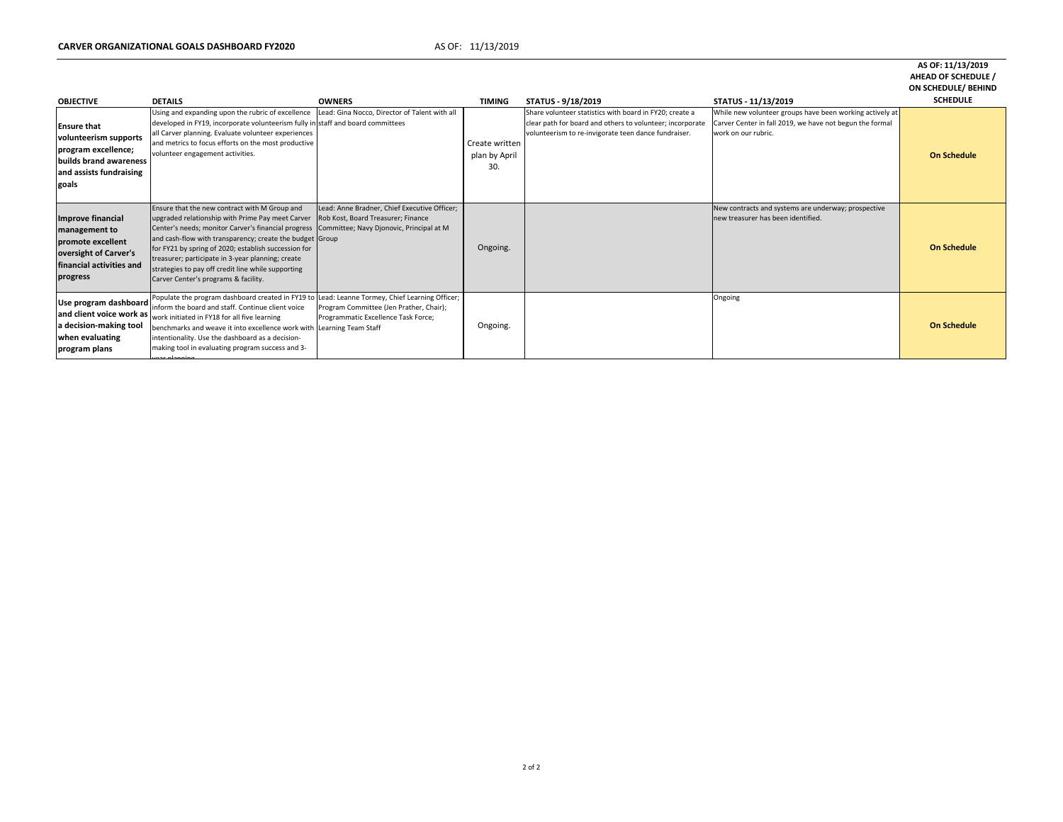**CARVER ORGANIZATIONAL GOALS DASHBOARD FY2020** AS OF: 11/13/2019

| OBJECTIVE | DETAILS | OWNERS | TIMING | STATUS - 9/18/2019 | STATUS - 11/13/2019 | AS OF: 11/13/2019 AHEAD OF SCHEDULE / ON SCHEDULE/ BEHIND SCHEDULE |
|---|---|---|---|---|---|---|
| **Ensure that volunteerism supports program excellence; builds brand awareness and assists fundraising goals** | Using and expanding upon the rubric of excellence developed in FY19, incorporate volunteerism fully in all Carver planning. Evaluate volunteer experiences and metrics to focus efforts on the most productive volunteer engagement activities. | Lead: Gina Nocco, Director of Talent with all staff and board committees | Create written plan by April 30. | Share volunteer statistics with board in FY20; create a clear path for board and others to volunteer; incorporate volunteerism to re-invigorate teen dance fundraiser. | While new volunteer groups have been working actively at Carver Center in fall 2019, we have not begun the formal work on our rubric. | **On Schedule** |
| **Improve financial management to promote excellent oversight of Carver's financial activities and progress** | Ensure that the new contract with M Group and upgraded relationship with Prime Pay meet Carver Center's needs; monitor Carver's financial progress and cash-flow with transparency; create the budget for FY21 by spring of 2020; establish succession for treasurer; participate in 3-year planning; create strategies to pay off credit line while supporting Carver Center's programs & facility. | Lead: Anne Bradner, Chief Executive Officer; Rob Kost, Board Treasurer; Finance Committee; Navy Djonovic, Principal at M Group | Ongoing. | | New contracts and systems are underway; prospective new treasurer has been identified. | **On Schedule** |
| **Use program dashboard and client voice work as a decision-making tool when evaluating program plans** | Populate the program dashboard created in FY19 to inform the board and staff. Continue client voice work initiated in FY18 for all five learning benchmarks and weave it into excellence work with intentionality. Use the dashboard as a decision-making tool in evaluating program success and 3-year planning. | Lead: Leanne Tormey, Chief Learning Officer; Program Committee (Jen Prather, Chair); Programmatic Excellence Task Force; Learning Team Staff | Ongoing. | | Ongoing | **On Schedule** |